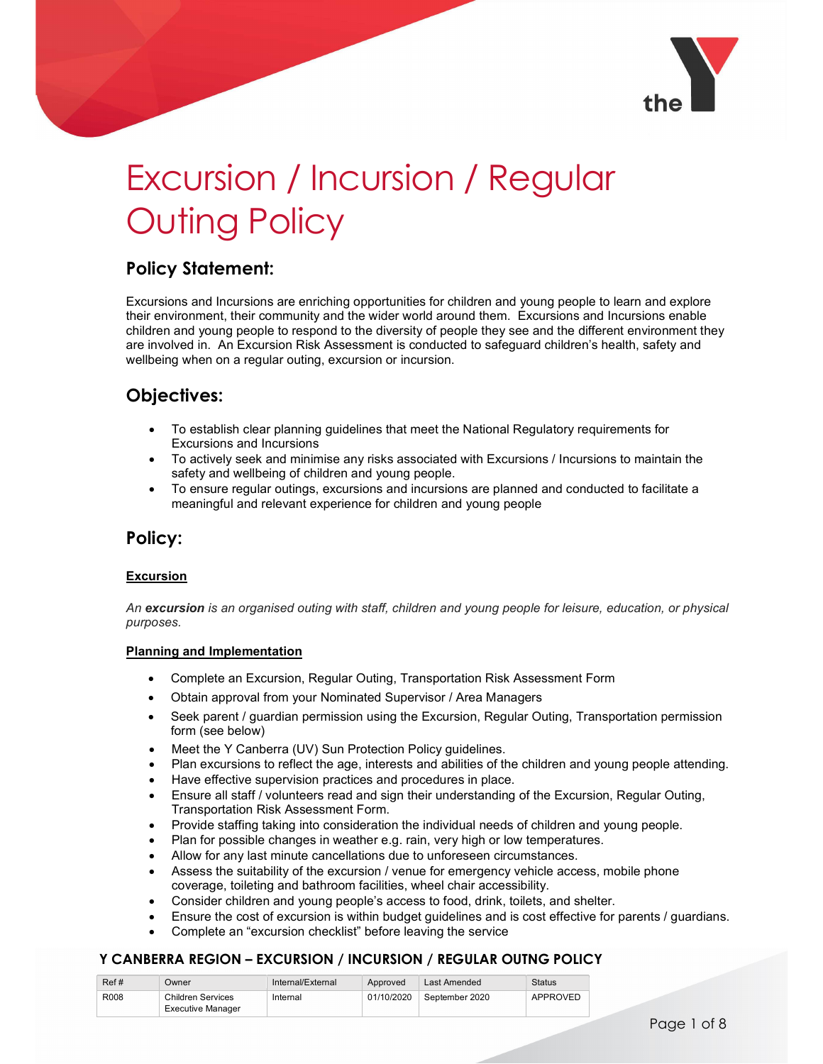# Excursion / Incursion / Regular Outing Policy

## Policy Statement:

Excursions and Incursions are enriching opportunities for children and young people to learn and explore their environment, their community and the wider world around them. Excursions and Incursions enable children and young people to respond to the diversity of people they see and the different environment they are involved in. An Excursion Risk Assessment is conducted to safeguard children's health, safety and wellbeing when on a regular outing, excursion or incursion.

## Objectives:

- To establish clear planning guidelines that meet the National Regulatory requirements for Excursions and Incursions
- To actively seek and minimise any risks associated with Excursions / Incursions to maintain the safety and wellbeing of children and young people.
- To ensure regular outings, excursions and incursions are planned and conducted to facilitate a meaningful and relevant experience for children and young people

## Policy:

### Excursion

*An **excursion** is an organised outing with staff, children and young people for leisure, education, or physical purposes.*

### Planning and Implementation

- Complete an Excursion, Regular Outing, Transportation Risk Assessment Form
- Obtain approval from your Nominated Supervisor / Area Managers
- Seek parent / guardian permission using the Excursion, Regular Outing, Transportation permission form (see below)
- Meet the Y Canberra (UV) Sun Protection Policy guidelines.
- Plan excursions to reflect the age, interests and abilities of the children and young people attending.
- Have effective supervision practices and procedures in place.
- Ensure all staff / volunteers read and sign their understanding of the Excursion, Regular Outing, Transportation Risk Assessment Form.
- Provide staffing taking into consideration the individual needs of children and young people.
- Plan for possible changes in weather e.g. rain, very high or low temperatures.
- Allow for any last minute cancellations due to unforeseen circumstances.
- Assess the suitability of the excursion / venue for emergency vehicle access, mobile phone coverage, toileting and bathroom facilities, wheel chair accessibility.
- Consider children and young people's access to food, drink, toilets, and shelter.
- Ensure the cost of excursion is within budget guidelines and is cost effective for parents / guardians.
- Complete an "excursion checklist" before leaving the service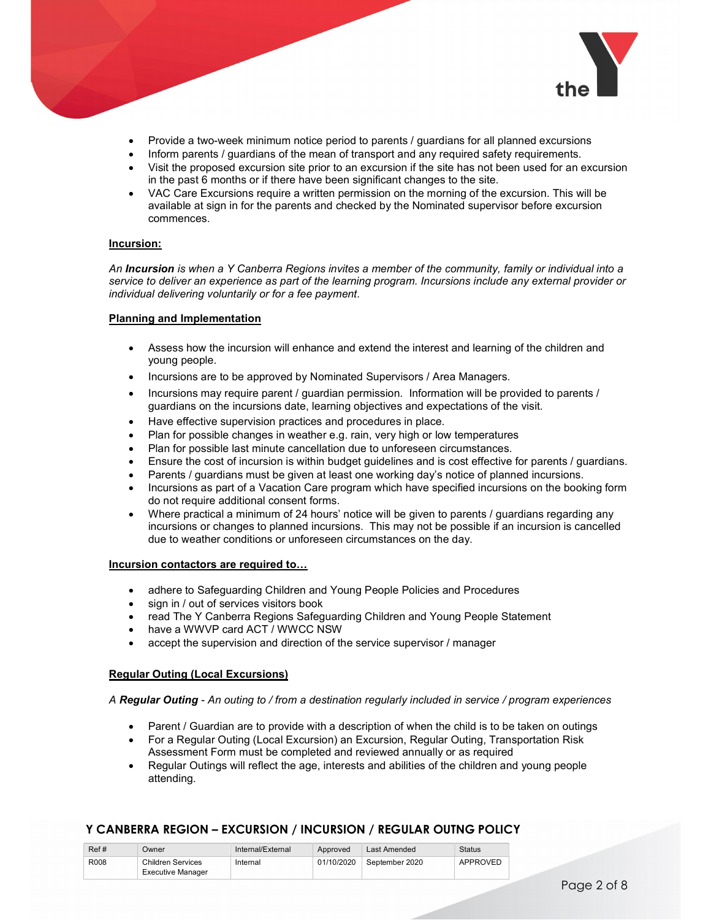- Provide a two-week minimum notice period to parents / guardians for all planned excursions
- Inform parents / guardians of the mean of transport and any required safety requirements.
- Visit the proposed excursion site prior to an excursion if the site has not been used for an excursion in the past 6 months or if there have been significant changes to the site.
- VAC Care Excursions require a written permission on the morning of the excursion. This will be available at sign in for the parents and checked by the Nominated supervisor before excursion commences.

**Incursion:**

*An **Incursion** is when a Y Canberra Regions invites a member of the community, family or individual into a service to deliver an experience as part of the learning program. Incursions include any external provider or individual delivering voluntarily or for a fee payment.*

**Planning and Implementation**

- Assess how the incursion will enhance and extend the interest and learning of the children and young people.
- Incursions are to be approved by Nominated Supervisors / Area Managers.
- Incursions may require parent / guardian permission. Information will be provided to parents / guardians on the incursions date, learning objectives and expectations of the visit.
- Have effective supervision practices and procedures in place.
- Plan for possible changes in weather e.g. rain, very high or low temperatures
- Plan for possible last minute cancellation due to unforeseen circumstances.
- Ensure the cost of incursion is within budget guidelines and is cost effective for parents / guardians.
- Parents / guardians must be given at least one working day's notice of planned incursions.
- Incursions as part of a Vacation Care program which have specified incursions on the booking form do not require additional consent forms.
- Where practical a minimum of 24 hours' notice will be given to parents / guardians regarding any incursions or changes to planned incursions. This may not be possible if an incursion is cancelled due to weather conditions or unforeseen circumstances on the day.

**Incursion contactors are required to…**

- adhere to Safeguarding Children and Young People Policies and Procedures
- sign in / out of services visitors book
- read The Y Canberra Regions Safeguarding Children and Young People Statement
- have a WWVP card ACT / WWCC NSW
- accept the supervision and direction of the service supervisor / manager

**Regular Outing (Local Excursions)**

*A **Regular Outing** - An outing to / from a destination regularly included in service / program experiences*

- Parent / Guardian are to provide with a description of when the child is to be taken on outings
- For a Regular Outing (Local Excursion) an Excursion, Regular Outing, Transportation Risk Assessment Form must be completed and reviewed annually or as required
- Regular Outings will reflect the age, interests and abilities of the children and young people attending.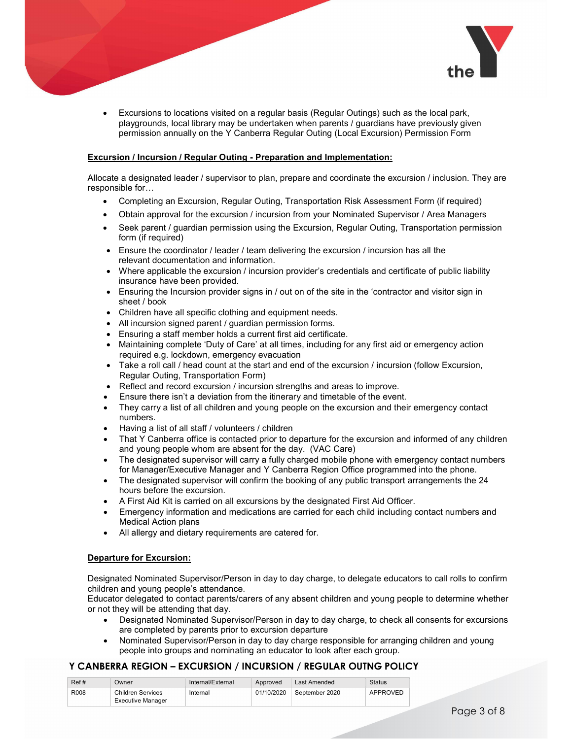- Excursions to locations visited on a regular basis (Regular Outings) such as the local park, playgrounds, local library may be undertaken when parents / guardians have previously given permission annually on the Y Canberra Regular Outing (Local Excursion) Permission Form

**Excursion / Incursion / Regular Outing - Preparation and Implementation:**

Allocate a designated leader / supervisor to plan, prepare and coordinate the excursion / inclusion. They are responsible for…

- Completing an Excursion, Regular Outing, Transportation Risk Assessment Form (if required)
- Obtain approval for the excursion / incursion from your Nominated Supervisor / Area Managers
- Seek parent / guardian permission using the Excursion, Regular Outing, Transportation permission form (if required)
- Ensure the coordinator / leader / team delivering the excursion / incursion has all the relevant documentation and information.
- Where applicable the excursion / incursion provider's credentials and certificate of public liability insurance have been provided.
- Ensuring the Incursion provider signs in / out on of the site in the 'contractor and visitor sign in sheet / book
- Children have all specific clothing and equipment needs.
- All incursion signed parent / guardian permission forms.
- Ensuring a staff member holds a current first aid certificate.
- Maintaining complete 'Duty of Care' at all times, including for any first aid or emergency action required e.g. lockdown, emergency evacuation
- Take a roll call / head count at the start and end of the excursion / incursion (follow Excursion, Regular Outing, Transportation Form)
- Reflect and record excursion / incursion strengths and areas to improve.
- Ensure there isn't a deviation from the itinerary and timetable of the event.
- They carry a list of all children and young people on the excursion and their emergency contact numbers.
- Having a list of all staff / volunteers / children
- That Y Canberra office is contacted prior to departure for the excursion and informed of any children and young people whom are absent for the day. (VAC Care)
- The designated supervisor will carry a fully charged mobile phone with emergency contact numbers for Manager/Executive Manager and Y Canberra Region Office programmed into the phone.
- The designated supervisor will confirm the booking of any public transport arrangements the 24 hours before the excursion.
- A First Aid Kit is carried on all excursions by the designated First Aid Officer.
- Emergency information and medications are carried for each child including contact numbers and Medical Action plans
- All allergy and dietary requirements are catered for.

**Departure for Excursion:**

Designated Nominated Supervisor/Person in day to day charge, to delegate educators to call rolls to confirm children and young people's attendance.
Educator delegated to contact parents/carers of any absent children and young people to determine whether or not they will be attending that day.

- Designated Nominated Supervisor/Person in day to day charge, to check all consents for excursions are completed by parents prior to excursion departure
- Nominated Supervisor/Person in day to day charge responsible for arranging children and young people into groups and nominating an educator to look after each group.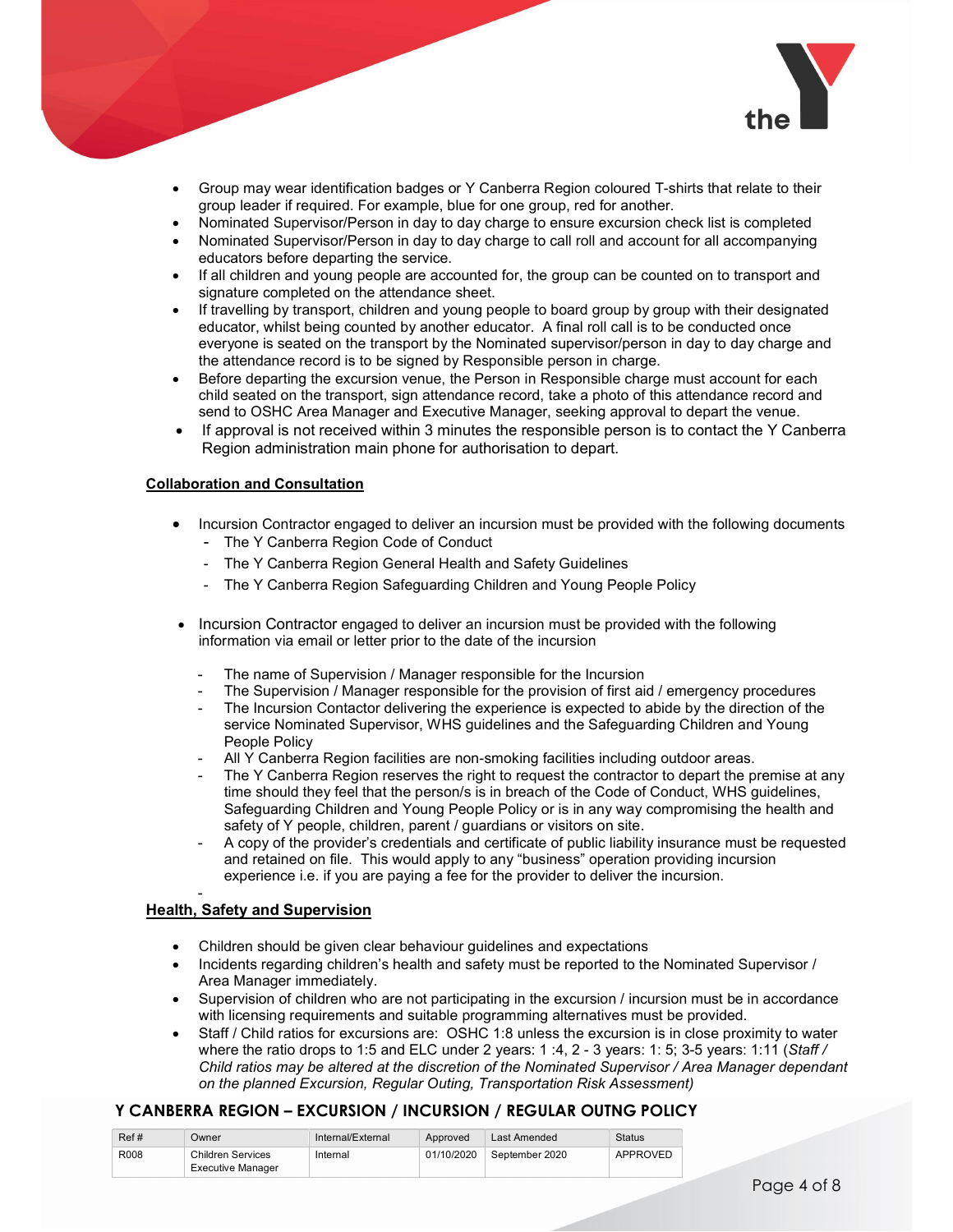- Group may wear identification badges or Y Canberra Region coloured T-shirts that relate to their group leader if required. For example, blue for one group, red for another.
- Nominated Supervisor/Person in day to day charge to ensure excursion check list is completed
- Nominated Supervisor/Person in day to day charge to call roll and account for all accompanying educators before departing the service.
- If all children and young people are accounted for, the group can be counted on to transport and signature completed on the attendance sheet.
- If travelling by transport, children and young people to board group by group with their designated educator, whilst being counted by another educator. A final roll call is to be conducted once everyone is seated on the transport by the Nominated supervisor/person in day to day charge and the attendance record is to be signed by Responsible person in charge.
- Before departing the excursion venue, the Person in Responsible charge must account for each child seated on the transport, sign attendance record, take a photo of this attendance record and send to OSHC Area Manager and Executive Manager, seeking approval to depart the venue.
- If approval is not received within 3 minutes the responsible person is to contact the Y Canberra Region administration main phone for authorisation to depart.

**Collaboration and Consultation**

- Incursion Contractor engaged to deliver an incursion must be provided with the following documents
  - The Y Canberra Region Code of Conduct
  - The Y Canberra Region General Health and Safety Guidelines
  - The Y Canberra Region Safeguarding Children and Young People Policy

- Incursion Contractor engaged to deliver an incursion must be provided with the following information via email or letter prior to the date of the incursion

  - The name of Supervision / Manager responsible for the Incursion
  - The Supervision / Manager responsible for the provision of first aid / emergency procedures
  - The Incursion Contactor delivering the experience is expected to abide by the direction of the service Nominated Supervisor, WHS guidelines and the Safeguarding Children and Young People Policy
  - All Y Canberra Region facilities are non-smoking facilities including outdoor areas.
  - The Y Canberra Region reserves the right to request the contractor to depart the premise at any time should they feel that the person/s is in breach of the Code of Conduct, WHS guidelines, Safeguarding Children and Young People Policy or is in any way compromising the health and safety of Y people, children, parent / guardians or visitors on site.
  - A copy of the provider's credentials and certificate of public liability insurance must be requested and retained on file. This would apply to any "business" operation providing incursion experience i.e. if you are paying a fee for the provider to deliver the incursion.

**Health, Safety and Supervision**

- Children should be given clear behaviour guidelines and expectations
- Incidents regarding children's health and safety must be reported to the Nominated Supervisor / Area Manager immediately.
- Supervision of children who are not participating in the excursion / incursion must be in accordance with licensing requirements and suitable programming alternatives must be provided.
- Staff / Child ratios for excursions are: OSHC 1:8 unless the excursion is in close proximity to water where the ratio drops to 1:5 and ELC under 2 years: 1 :4, 2 - 3 years: 1: 5; 3-5 years: 1:11 (*Staff / Child ratios may be altered at the discretion of the Nominated Supervisor / Area Manager dependant on the planned Excursion, Regular Outing, Transportation Risk Assessment)*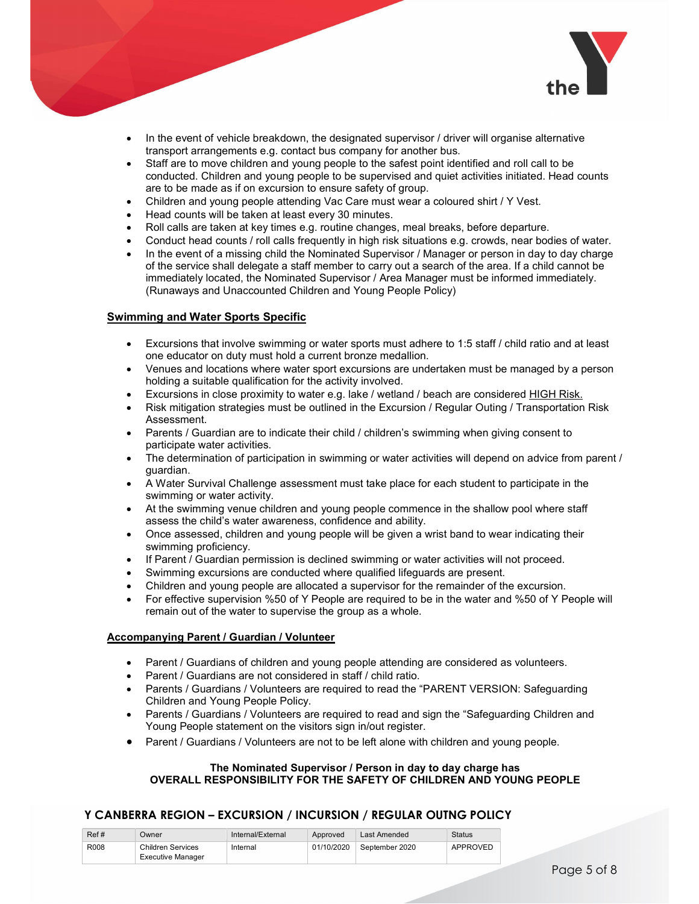- In the event of vehicle breakdown, the designated supervisor / driver will organise alternative transport arrangements e.g. contact bus company for another bus.
- Staff are to move children and young people to the safest point identified and roll call to be conducted. Children and young people to be supervised and quiet activities initiated. Head counts are to be made as if on excursion to ensure safety of group.
- Children and young people attending Vac Care must wear a coloured shirt / Y Vest.
- Head counts will be taken at least every 30 minutes.
- Roll calls are taken at key times e.g. routine changes, meal breaks, before departure.
- Conduct head counts / roll calls frequently in high risk situations e.g. crowds, near bodies of water.
- In the event of a missing child the Nominated Supervisor / Manager or person in day to day charge of the service shall delegate a staff member to carry out a search of the area. If a child cannot be immediately located, the Nominated Supervisor / Area Manager must be informed immediately. (Runaways and Unaccounted Children and Young People Policy)

**Swimming and Water Sports Specific**

- Excursions that involve swimming or water sports must adhere to 1:5 staff / child ratio and at least one educator on duty must hold a current bronze medallion.
- Venues and locations where water sport excursions are undertaken must be managed by a person holding a suitable qualification for the activity involved.
- Excursions in close proximity to water e.g. lake / wetland / beach are considered HIGH Risk.
- Risk mitigation strategies must be outlined in the Excursion / Regular Outing / Transportation Risk Assessment.
- Parents / Guardian are to indicate their child / children's swimming when giving consent to participate water activities.
- The determination of participation in swimming or water activities will depend on advice from parent / guardian.
- A Water Survival Challenge assessment must take place for each student to participate in the swimming or water activity.
- At the swimming venue children and young people commence in the shallow pool where staff assess the child's water awareness, confidence and ability.
- Once assessed, children and young people will be given a wrist band to wear indicating their swimming proficiency.
- If Parent / Guardian permission is declined swimming or water activities will not proceed.
- Swimming excursions are conducted where qualified lifeguards are present.
- Children and young people are allocated a supervisor for the remainder of the excursion.
- For effective supervision %50 of Y People are required to be in the water and %50 of Y People will remain out of the water to supervise the group as a whole.

**Accompanying Parent / Guardian / Volunteer**

- Parent / Guardians of children and young people attending are considered as volunteers.
- Parent / Guardians are not considered in staff / child ratio.
- Parents / Guardians / Volunteers are required to read the "PARENT VERSION: Safeguarding Children and Young People Policy.
- Parents / Guardians / Volunteers are required to read and sign the "Safeguarding Children and Young People statement on the visitors sign in/out register.
- Parent / Guardians / Volunteers are not to be left alone with children and young people.

**The Nominated Supervisor / Person in day to day charge has OVERALL RESPONSIBILITY FOR THE SAFETY OF CHILDREN AND YOUNG PEOPLE**

**Y CANBERRA REGION – EXCURSION / INCURSION / REGULAR OUTNG POLICY**

| Ref # | Owner | Internal/External | Approved | Last Amended | Status |
|---|---|---|---|---|---|
| R008 | Children Services Executive Manager | Internal | 01/10/2020 | September 2020 | APPROVED |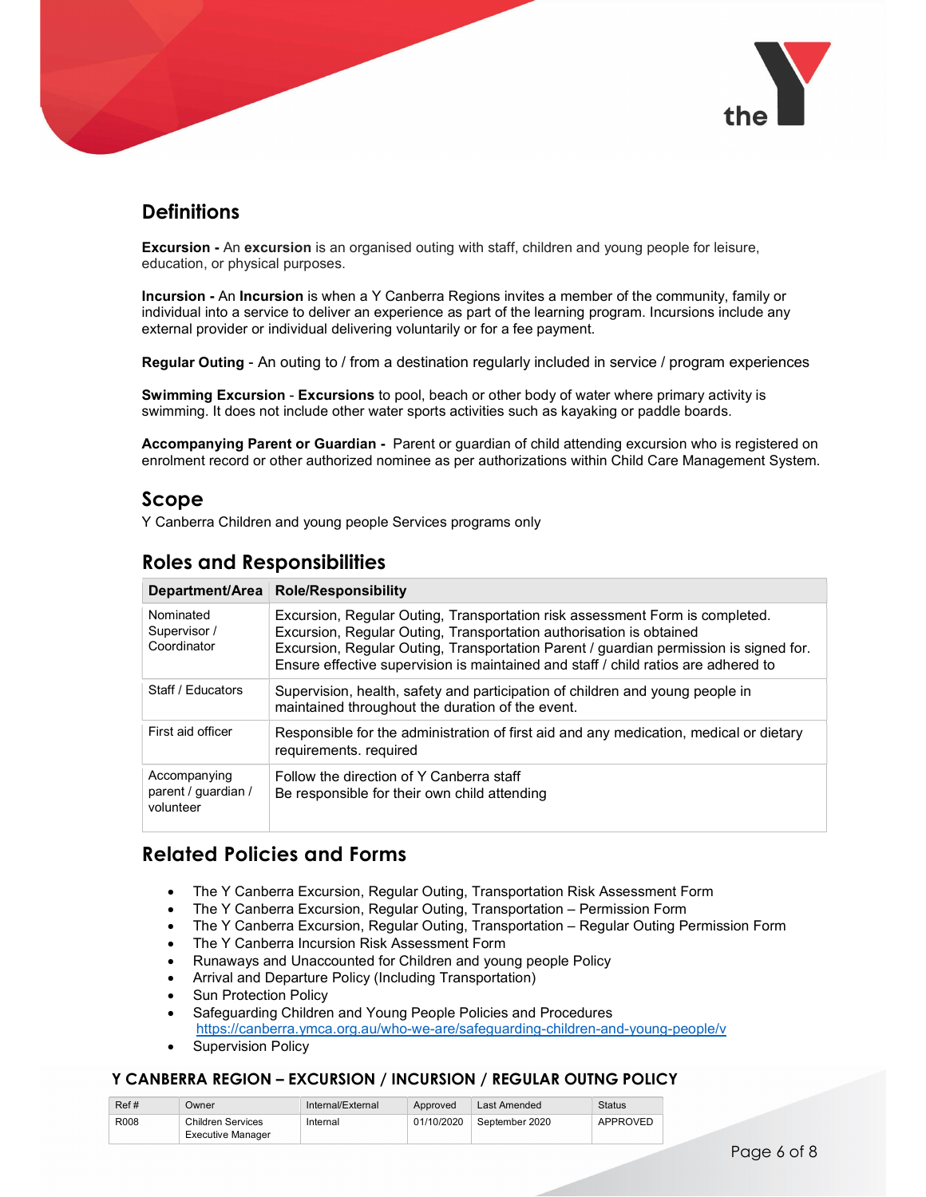## Definitions

**Excursion -** An **excursion** is an organised outing with staff, children and young people for leisure, education, or physical purposes.

**Incursion -** An **Incursion** is when a Y Canberra Regions invites a member of the community, family or individual into a service to deliver an experience as part of the learning program. Incursions include any external provider or individual delivering voluntarily or for a fee payment.

**Regular Outing** - An outing to / from a destination regularly included in service / program experiences

**Swimming Excursion** - **Excursions** to pool, beach or other body of water where primary activity is swimming. It does not include other water sports activities such as kayaking or paddle boards.

**Accompanying Parent or Guardian -** Parent or guardian of child attending excursion who is registered on enrolment record or other authorized nominee as per authorizations within Child Care Management System.

## Scope

Y Canberra Children and young people Services programs only

## Roles and Responsibilities

| Department/Area | Role/Responsibility |
|---|---|
| Nominated Supervisor / Coordinator | Excursion, Regular Outing, Transportation risk assessment Form is completed. Excursion, Regular Outing, Transportation authorisation is obtained Excursion, Regular Outing, Transportation Parent / guardian permission is signed for. Ensure effective supervision is maintained and staff / child ratios are adhered to |
| Staff / Educators | Supervision, health, safety and participation of children and young people in maintained throughout the duration of the event. |
| First aid officer | Responsible for the administration of first aid and any medication, medical or dietary requirements. required |
| Accompanying parent / guardian / volunteer | Follow the direction of Y Canberra staff Be responsible for their own child attending |

## Related Policies and Forms

- The Y Canberra Excursion, Regular Outing, Transportation Risk Assessment Form
- The Y Canberra Excursion, Regular Outing, Transportation – Permission Form
- The Y Canberra Excursion, Regular Outing, Transportation – Regular Outing Permission Form
- The Y Canberra Incursion Risk Assessment Form
- Runaways and Unaccounted for Children and young people Policy
- Arrival and Departure Policy (Including Transportation)
- Sun Protection Policy
- Safeguarding Children and Young People Policies and Procedures https://canberra.ymca.org.au/who-we-are/safeguarding-children-and-young-people/v
- Supervision Policy

**Y CANBERRA REGION – EXCURSION / INCURSION / REGULAR OUTNG POLICY**

| Ref # | Owner | Internal/External | Approved | Last Amended | Status |
|---|---|---|---|---|---|
| R008 | Children Services Executive Manager | Internal | 01/10/2020 | September 2020 | APPROVED |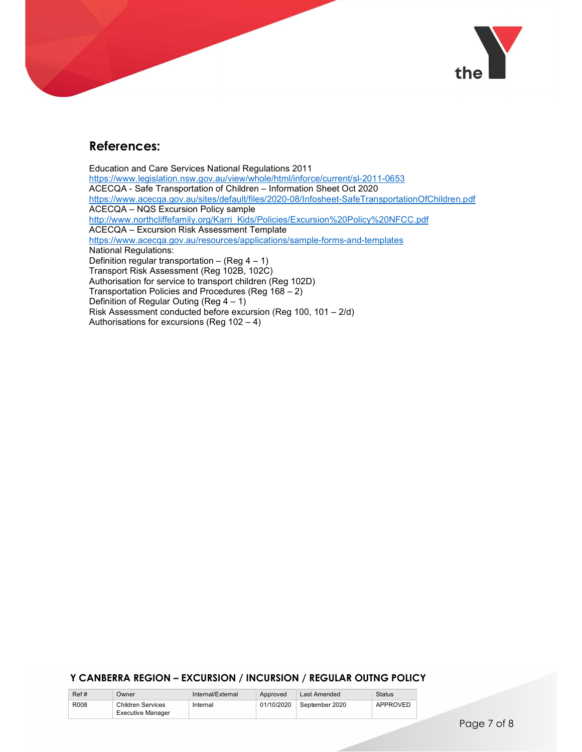## References:

Education and Care Services National Regulations 2011
https://www.legislation.nsw.gov.au/view/whole/html/inforce/current/sl-2011-0653
ACECQA - Safe Transportation of Children – Information Sheet Oct 2020
https://www.acecqa.gov.au/sites/default/files/2020-08/Infosheet-SafeTransportationOfChildren.pdf
ACECQA – NQS Excursion Policy sample
http://www.northcliffefamily.org/Karri_Kids/Policies/Excursion%20Policy%20NFCC.pdf
ACECQA – Excursion Risk Assessment Template
https://www.acecqa.gov.au/resources/applications/sample-forms-and-templates
National Regulations:
Definition regular transportation – (Reg 4 – 1)
Transport Risk Assessment (Reg 102B, 102C)
Authorisation for service to transport children (Reg 102D)
Transportation Policies and Procedures (Reg 168 – 2)
Definition of Regular Outing (Reg 4 – 1)
Risk Assessment conducted before excursion (Reg 100, 101 – 2/d)
Authorisations for excursions (Reg 102 – 4)

**Y CANBERRA REGION – EXCURSION / INCURSION / REGULAR OUTNG POLICY**

| Ref # | Owner | Internal/External | Approved | Last Amended | Status |
|---|---|---|---|---|---|
| R008 | Children Services Executive Manager | Internal | 01/10/2020 | September 2020 | APPROVED |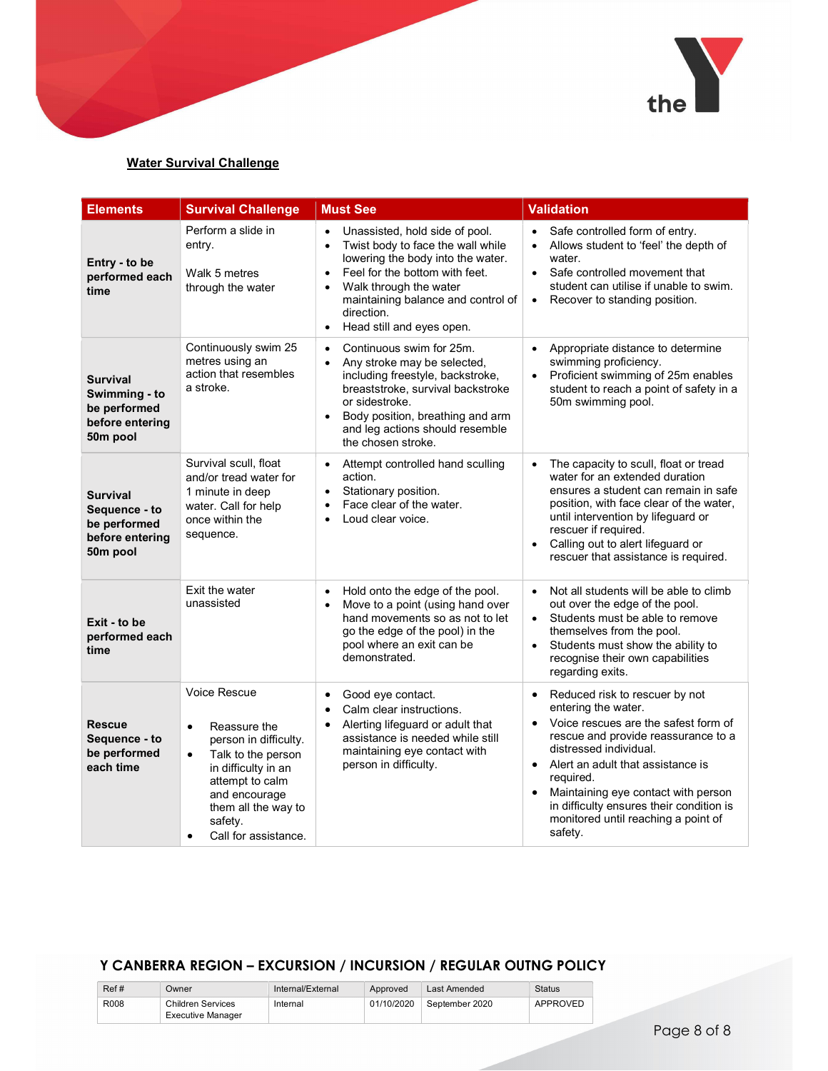**Water Survival Challenge**

| Elements | Survival Challenge | Must See | Validation |
|---|---|---|---|
| **Entry - to be performed each time** | Perform a slide in entry.<br><br>Walk 5 metres through the water | • Unassisted, hold side of pool.<br>• Twist body to face the wall while lowering the body into the water.<br>• Feel for the bottom with feet.<br>• Walk through the water maintaining balance and control of direction.<br>• Head still and eyes open. | • Safe controlled form of entry.<br>• Allows student to 'feel' the depth of water.<br>• Safe controlled movement that student can utilise if unable to swim.<br>• Recover to standing position. |
| **Survival Swimming - to be performed before entering 50m pool** | Continuously swim 25 metres using an action that resembles a stroke. | • Continuous swim for 25m.<br>• Any stroke may be selected, including freestyle, backstroke, breaststroke, survival backstroke or sidestroke.<br>• Body position, breathing and arm and leg actions should resemble the chosen stroke. | • Appropriate distance to determine swimming proficiency.<br>• Proficient swimming of 25m enables student to reach a point of safety in a 50m swimming pool. |
| **Survival Sequence - to be performed before entering 50m pool** | Survival scull, float and/or tread water for 1 minute in deep water. Call for help once within the sequence. | • Attempt controlled hand sculling action.<br>• Stationary position.<br>• Face clear of the water.<br>• Loud clear voice. | • The capacity to scull, float or tread water for an extended duration ensures a student can remain in safe position, with face clear of the water, until intervention by lifeguard or rescuer if required.<br>• Calling out to alert lifeguard or rescuer that assistance is required. |
| **Exit - to be performed each time** | Exit the water unassisted | • Hold onto the edge of the pool.<br>• Move to a point (using hand over hand movements so as not to let go the edge of the pool) in the pool where an exit can be demonstrated. | • Not all students will be able to climb out over the edge of the pool.<br>• Students must be able to remove themselves from the pool.<br>• Students must show the ability to recognise their own capabilities regarding exits. |
| **Rescue Sequence - to be performed each time** | Voice Rescue<br><br>• Reassure the person in difficulty.<br>• Talk to the person in difficulty in an attempt to calm and encourage them all the way to safety.<br>• Call for assistance. | • Good eye contact.<br>• Calm clear instructions.<br>• Alerting lifeguard or adult that assistance is needed while still maintaining eye contact with person in difficulty. | • Reduced risk to rescuer by not entering the water.<br>• Voice rescues are the safest form of rescue and provide reassurance to a distressed individual.<br>• Alert an adult that assistance is required.<br>• Maintaining eye contact with person in difficulty ensures their condition is monitored until reaching a point of safety. |